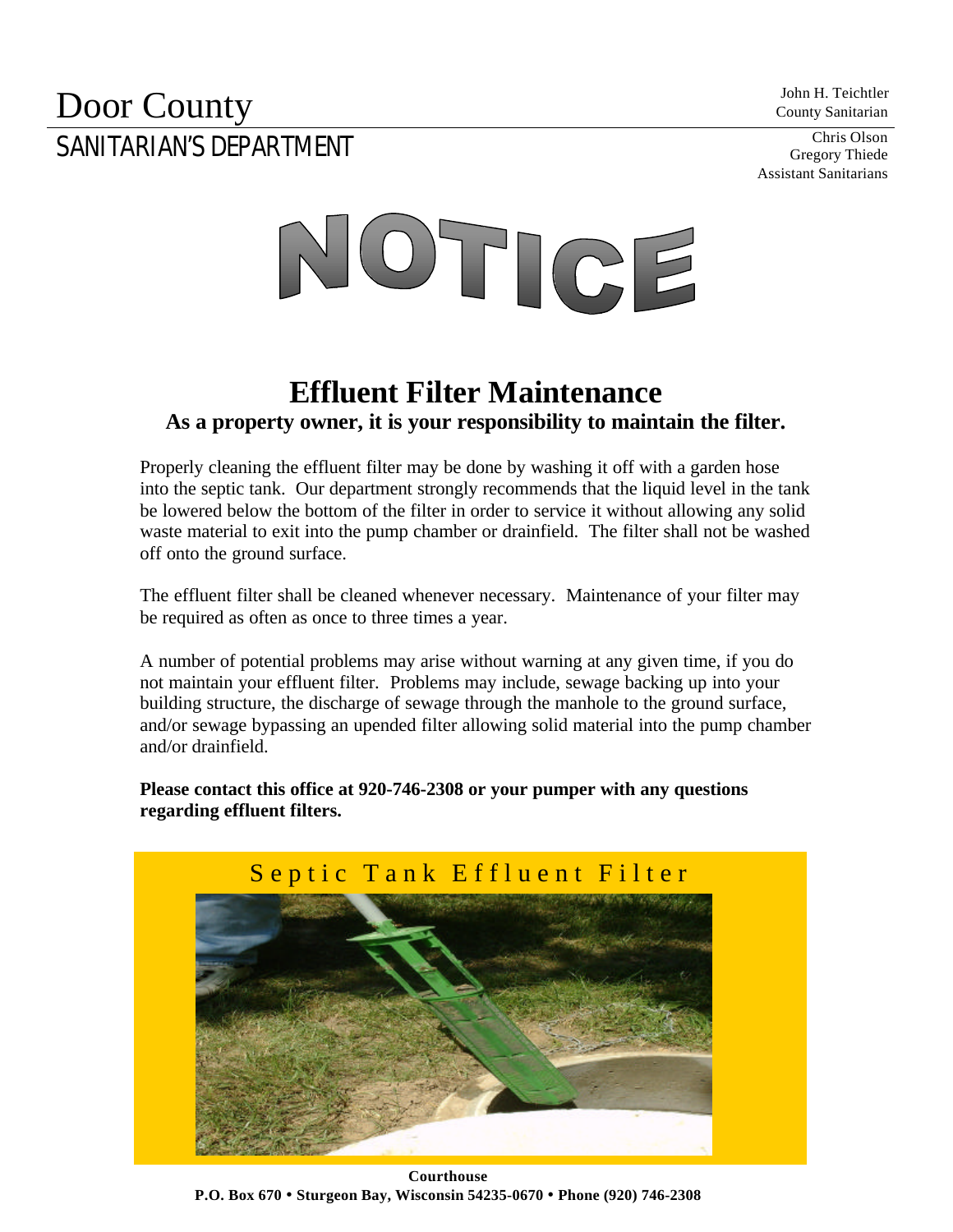# Door County

## SANITARIAN'S DEPARTMENT

John H. Teichtler
County Sanitarian

Chris Olson
Gregory Thiede
Assistant Sanitarians

# NOTICE

## Effluent Filter Maintenance

**As a property owner, it is your responsibility to maintain the filter.**

Properly cleaning the effluent filter may be done by washing it off with a garden hose into the septic tank. Our department strongly recommends that the liquid level in the tank be lowered below the bottom of the filter in order to service it without allowing any solid waste material to exit into the pump chamber or drainfield. The filter shall not be washed off onto the ground surface.

The effluent filter shall be cleaned whenever necessary. Maintenance of your filter may be required as often as once to three times a year.

A number of potential problems may arise without warning at any given time, if you do not maintain your effluent filter. Problems may include, sewage backing up into your building structure, the discharge of sewage through the manhole to the ground surface, and/or sewage bypassing an upended filter allowing solid material into the pump chamber and/or drainfield.

**Please contact this office at 920-746-2308 or your pumper with any questions regarding effluent filters.**

Septic Tank Effluent Filter

**Courthouse**
**P.O. Box 670 • Sturgeon Bay, Wisconsin 54235-0670 • Phone (920) 746-2308**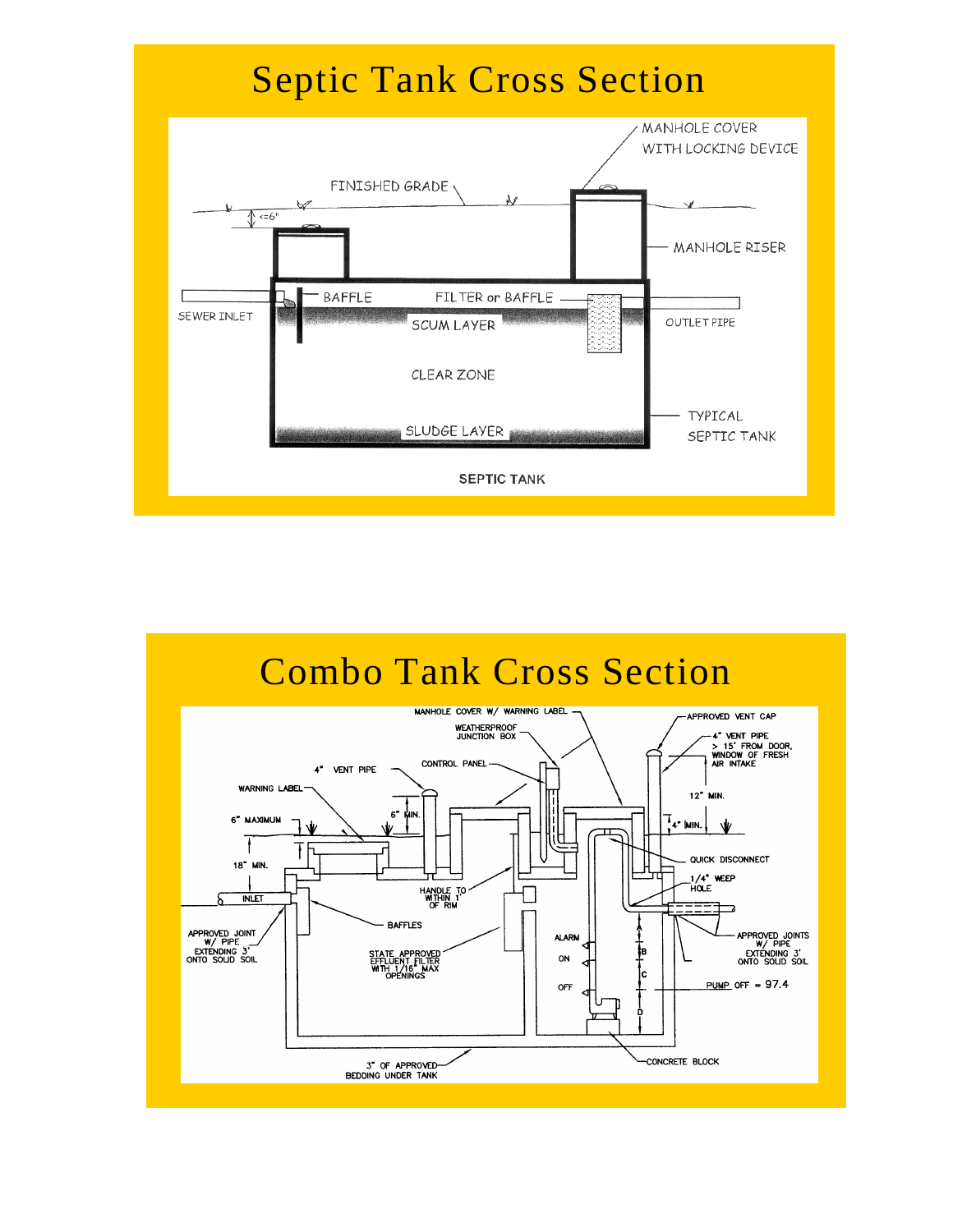# Septic Tank Cross Section

MANHOLE COVER
WITH LOCKING DEVICE

FINISHED GRADE

<=6"

MANHOLE RISER

BAFFLE

FILTER or BAFFLE

SEWER INLET

SCUM LAYER

OUTLET PIPE

CLEAR ZONE

TYPICAL
SEPTIC TANK

SLUDGE LAYER

SEPTIC TANK

# Combo Tank Cross Section

MANHOLE COVER W/ WARNING LABEL

APPROVED VENT CAP

WEATHERPROOF
JUNCTION BOX

4" VENT PIPE
> 15' FROM DOOR,
WINDOW OF FRESH
AIR INTAKE

CONTROL PANEL

4" VENT PIPE

WARNING LABEL

12" MIN.

6" MIN.

6" MAXIMUM

4" MIN.

QUICK DISCONNECT

18" MIN.

1/4" WEEP
HOLE

INLET

HANDLE TO
WITHIN 1"
OF RIM

BAFFLES

APPROVED JOINT
W/ PIPE
EXTENDING 3'
ONTO SOLID SOIL

APPROVED JOINTS
W/ PIPE
EXTENDING 3'
ONTO SOLID SOIL

ALARM

A

B

STATE APPROVED
EFFLUENT FILTER
WITH 1/16" MAX
OPENINGS

ON

C

OFF

PUMP OFF = 97.4

D

CONCRETE BLOCK

3" OF APPROVED
BEDDING UNDER TANK